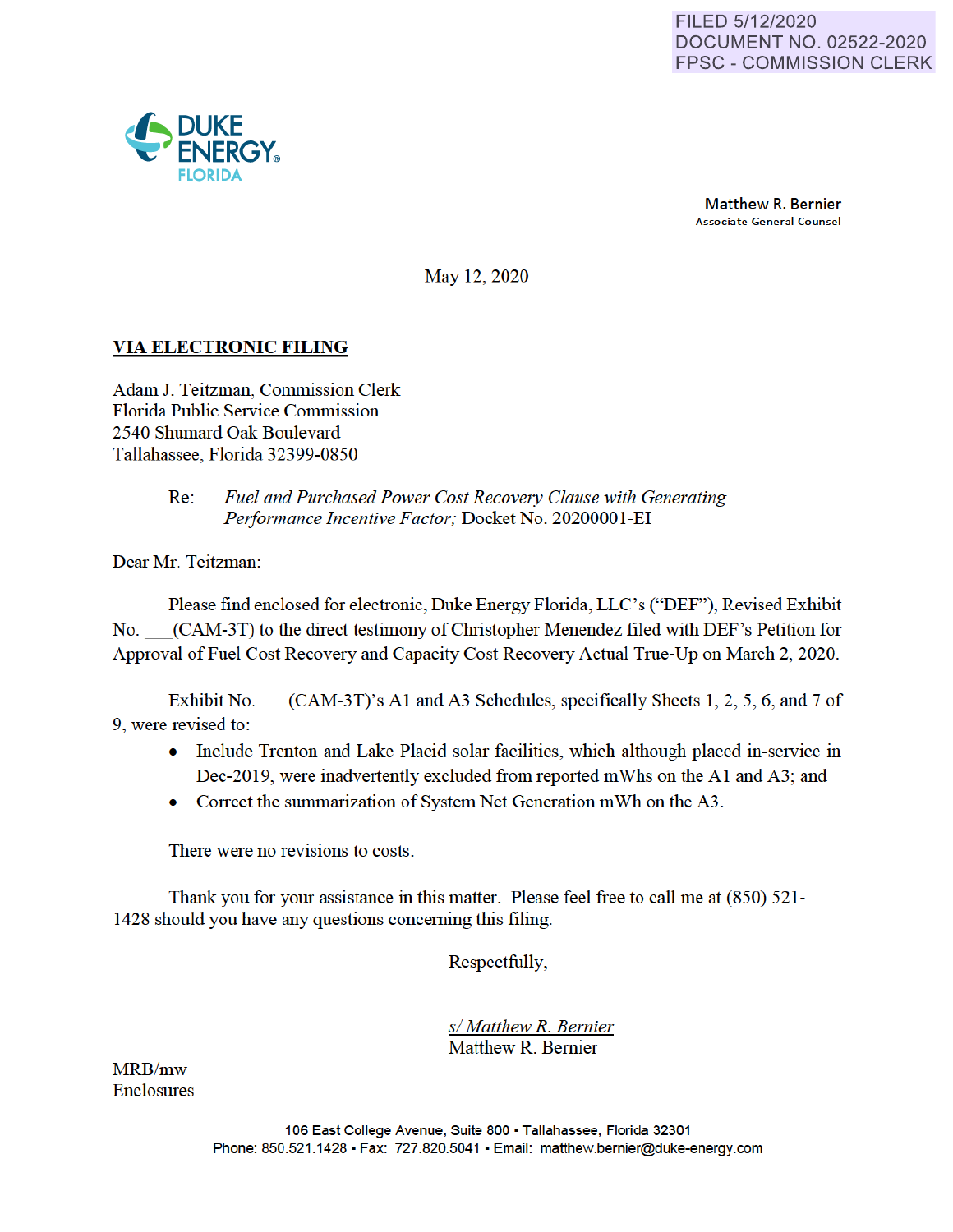FILED 5/12/2020
DOCUMENT NO. 02522-2020
FPSC - COMMISSION CLERK

DUKE ENERGY. FLORIDA

**Matthew R. Bernier**
Associate General Counsel

May 12, 2020

**VIA ELECTRONIC FILING**

Adam J. Teitzman, Commission Clerk
Florida Public Service Commission
2540 Shumard Oak Boulevard
Tallahassee, Florida 32399-0850

Re: *Fuel and Purchased Power Cost Recovery Clause with Generating Performance Incentive Factor;* Docket No. 20200001-EI

Dear Mr. Teitzman:

Please find enclosed for electronic, Duke Energy Florida, LLC's ("DEF"), Revised Exhibit No. ___(CAM-3T) to the direct testimony of Christopher Menendez filed with DEF's Petition for Approval of Fuel Cost Recovery and Capacity Cost Recovery Actual True-Up on March 2, 2020.

Exhibit No. ___(CAM-3T)'s A1 and A3 Schedules, specifically Sheets 1, 2, 5, 6, and 7 of 9, were revised to:

- Include Trenton and Lake Placid solar facilities, which although placed in-service in Dec-2019, were inadvertently excluded from reported mWhs on the A1 and A3; and
- Correct the summarization of System Net Generation mWh on the A3.

There were no revisions to costs.

Thank you for your assistance in this matter. Please feel free to call me at (850) 521-1428 should you have any questions concerning this filing.

Respectfully,

*s/ Matthew R. Bernier*
Matthew R. Bernier

MRB/mw
Enclosures

106 East College Avenue, Suite 800 ▪ Tallahassee, Florida 32301
Phone: 850.521.1428 ▪ Fax: 727.820.5041 ▪ Email: matthew.bernier@duke-energy.com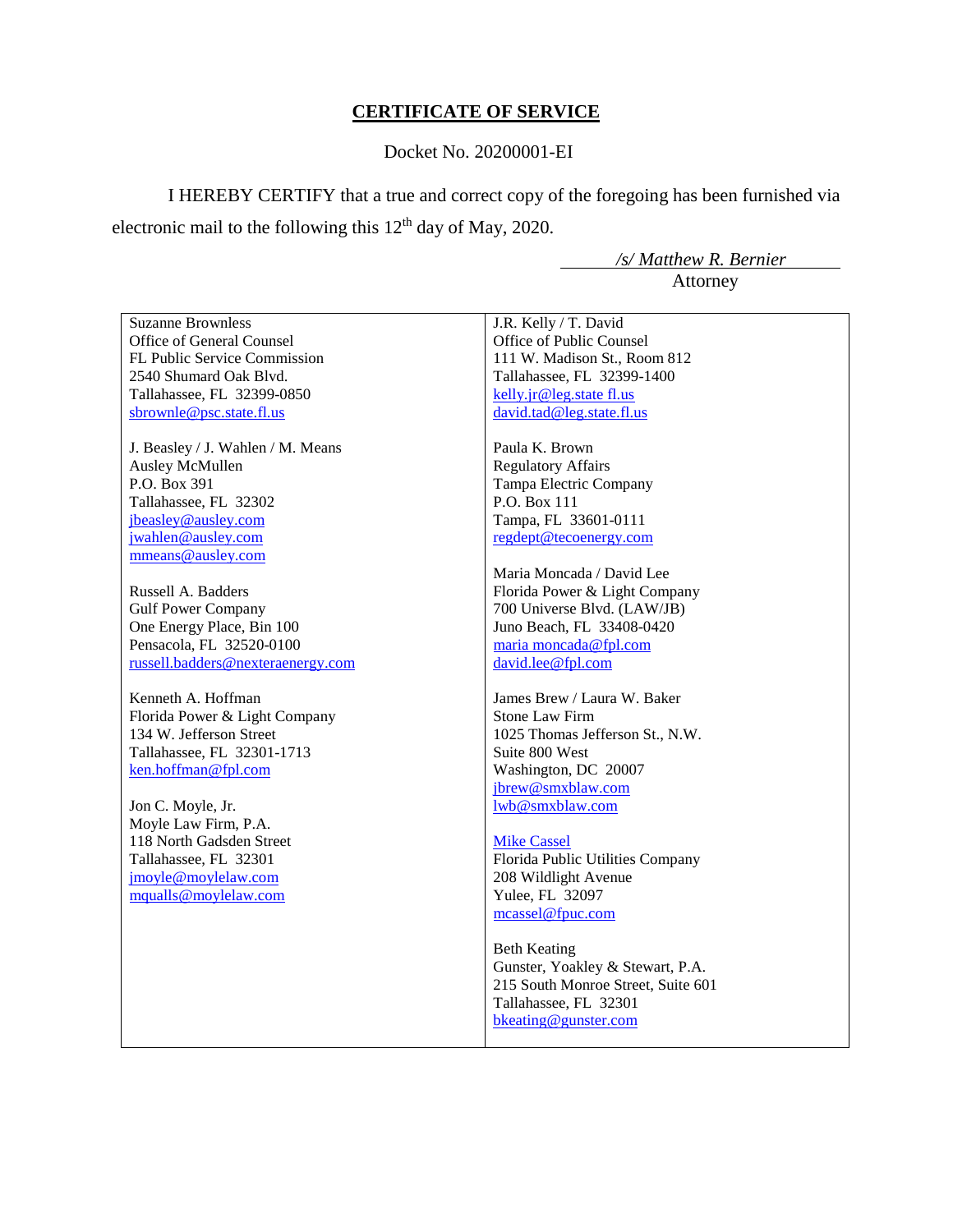# CERTIFICATE OF SERVICE

Docket No. 20200001-EI

I HEREBY CERTIFY that a true and correct copy of the foregoing has been furnished via electronic mail to the following this 12th day of May, 2020.

*/s/ Matthew R. Bernier*
Attorney

| | |
|---|---|
| Suzanne Brownless<br>Office of General Counsel<br>FL Public Service Commission<br>2540 Shumard Oak Blvd.<br>Tallahassee, FL 32399-0850<br>sbrownle@psc.state.fl.us<br><br>J. Beasley / J. Wahlen / M. Means<br>Ausley McMullen<br>P.O. Box 391<br>Tallahassee, FL 32302<br>jbeasley@ausley.com<br>jwahlen@ausley.com<br>mmeans@ausley.com<br><br>Russell A. Badders<br>Gulf Power Company<br>One Energy Place, Bin 100<br>Pensacola, FL 32520-0100<br>russell.badders@nexteraenergy.com<br><br>Kenneth A. Hoffman<br>Florida Power & Light Company<br>134 W. Jefferson Street<br>Tallahassee, FL 32301-1713<br>ken.hoffman@fpl.com<br><br>Jon C. Moyle, Jr.<br>Moyle Law Firm, P.A.<br>118 North Gadsden Street<br>Tallahassee, FL 32301<br>jmoyle@moylelaw.com<br>mqualls@moylelaw.com | J.R. Kelly / T. David<br>Office of Public Counsel<br>111 W. Madison St., Room 812<br>Tallahassee, FL 32399-1400<br>kelly.jr@leg.state fl.us<br>david.tad@leg.state.fl.us<br><br>Paula K. Brown<br>Regulatory Affairs<br>Tampa Electric Company<br>P.O. Box 111<br>Tampa, FL 33601-0111<br>regdept@tecoenergy.com<br><br>Maria Moncada / David Lee<br>Florida Power & Light Company<br>700 Universe Blvd. (LAW/JB)<br>Juno Beach, FL 33408-0420<br>maria moncada@fpl.com<br>david.lee@fpl.com<br><br>James Brew / Laura W. Baker<br>Stone Law Firm<br>1025 Thomas Jefferson St., N.W.<br>Suite 800 West<br>Washington, DC 20007<br>jbrew@smxblaw.com<br>lwb@smxblaw.com<br><br>Mike Cassel<br>Florida Public Utilities Company<br>208 Wildlight Avenue<br>Yulee, FL 32097<br>mcassel@fpuc.com<br><br>Beth Keating<br>Gunster, Yoakley & Stewart, P.A.<br>215 South Monroe Street, Suite 601<br>Tallahassee, FL 32301<br>bkeating@gunster.com |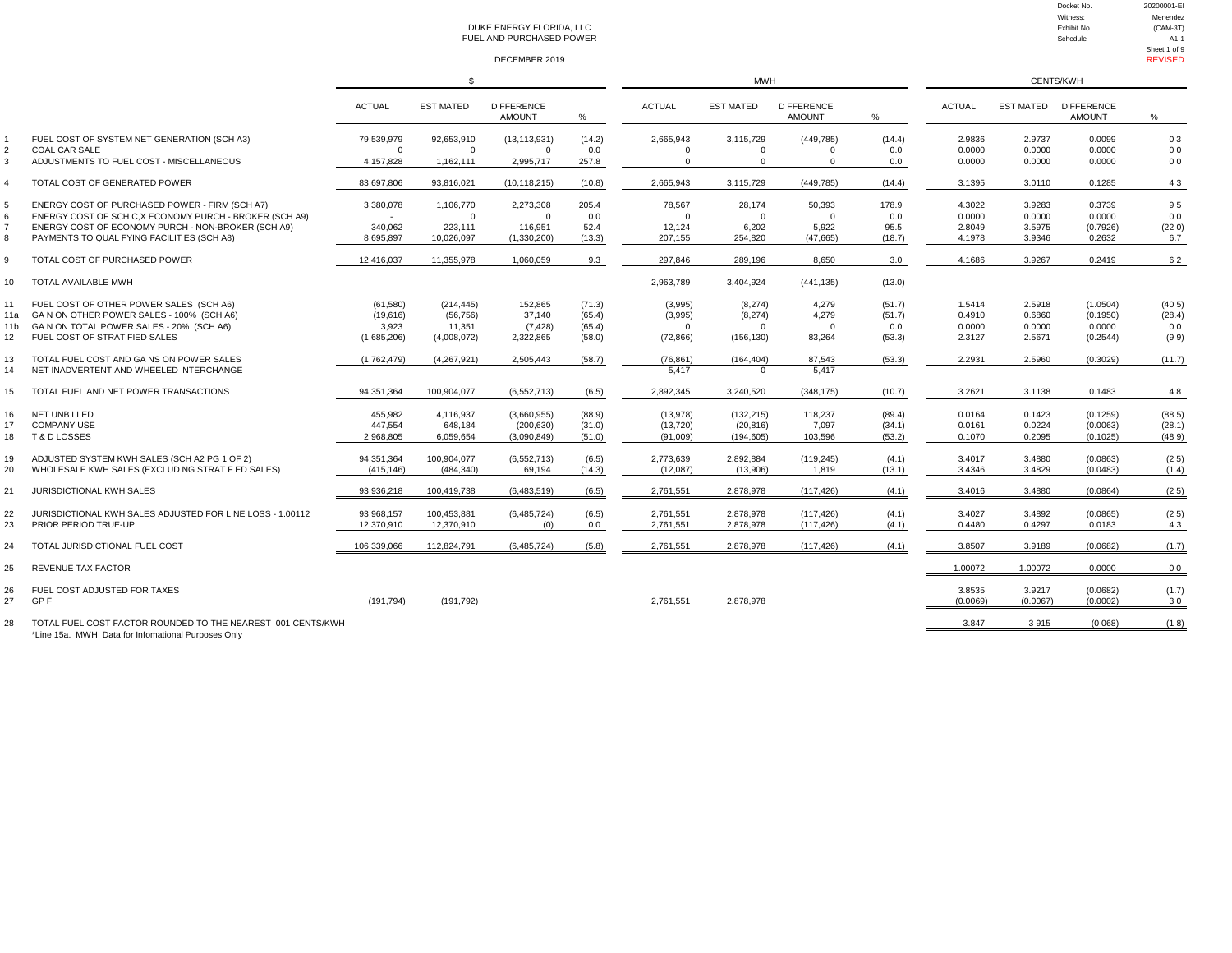Docket No. 20200001-EI
Witness: Menendez
Exhibit No. (CAM-3T)
Schedule A1-1
Sheet 1 of 9
REVISED

# DUKE ENERGY FLORIDA, LLC
## FUEL AND PURCHASED POWER

DECEMBER 2019

| | | $ | | | | MWH | | | | CENTS/KWH | | | |
|---|---|---|---|---|---|---|---|---|---|---|---|---|---|
| | | ACTUAL | EST MATED | D FFERENCE AMOUNT | % | ACTUAL | EST MATED | D FFERENCE AMOUNT | % | ACTUAL | EST MATED | DIFFERENCE AMOUNT | % |
| 1 | FUEL COST OF SYSTEM NET GENERATION (SCH A3) | 79,539,979 | 92,653,910 | (13,113,931) | (14.2) | 2,665,943 | 3,115,729 | (449,785) | (14.4) | 2.9836 | 2.9737 | 0.0099 | 0 3 |
| 2 | COAL CAR SALE | 0 | 0 | 0 | 0.0 | 0 | 0 | 0 | 0.0 | 0.0000 | 0.0000 | 0.0000 | 0 0 |
| 3 | ADJUSTMENTS TO FUEL COST - MISCELLANEOUS | 4,157,828 | 1,162,111 | 2,995,717 | 257.8 | 0 | 0 | 0 | 0.0 | 0.0000 | 0.0000 | 0.0000 | 0 0 |
| 4 | TOTAL COST OF GENERATED POWER | 83,697,806 | 93,816,021 | (10,118,215) | (10.8) | 2,665,943 | 3,115,729 | (449,785) | (14.4) | 3.1395 | 3.0110 | 0.1285 | 4 3 |
| 5 | ENERGY COST OF PURCHASED POWER - FIRM (SCH A7) | 3,380,078 | 1,106,770 | 2,273,308 | 205.4 | 78,567 | 28,174 | 50,393 | 178.9 | 4.3022 | 3.9283 | 0.3739 | 9 5 |
| 6 | ENERGY COST OF SCH C,X ECONOMY PURCH - BROKER (SCH A9) | - | 0 | 0 | 0.0 | 0 | 0 | 0 | 0.0 | 0.0000 | 0.0000 | 0.0000 | 0 0 |
| 7 | ENERGY COST OF ECONOMY PURCH - NON-BROKER (SCH A9) | 340,062 | 223,111 | 116,951 | 52.4 | 12,124 | 6,202 | 5,922 | 95.5 | 2.8049 | 3.5975 | (0.7926) | (22 0) |
| 8 | PAYMENTS TO QUAL FYING FACILIT ES (SCH A8) | 8,695,897 | 10,026,097 | (1,330,200) | (13.3) | 207,155 | 254,820 | (47,665) | (18.7) | 4.1978 | 3.9346 | 0.2632 | 6.7 |
| 9 | TOTAL COST OF PURCHASED POWER | 12,416,037 | 11,355,978 | 1,060,059 | 9.3 | 297,846 | 289,196 | 8,650 | 3.0 | 4.1686 | 3.9267 | 0.2419 | 6 2 |
| 10 | TOTAL AVAILABLE MWH | | | | | 2,963,789 | 3,404,924 | (441,135) | (13.0) | | | | |
| 11 | FUEL COST OF OTHER POWER SALES (SCH A6) | (61,580) | (214,445) | 152,865 | (71.3) | (3,995) | (8,274) | 4,279 | (51.7) | 1.5414 | 2.5918 | (1.0504) | (40 5) |
| 11a | GA N ON OTHER POWER SALES - 100% (SCH A6) | (19,616) | (56,756) | 37,140 | (65.4) | (3,995) | (8,274) | 4,279 | (51.7) | 0.4910 | 0.6860 | (0.1950) | (28.4) |
| 11b | GA N ON TOTAL POWER SALES - 20% (SCH A6) | 3,923 | 11,351 | (7,428) | (65.4) | 0 | 0 | 0 | 0.0 | 0.0000 | 0.0000 | 0.0000 | 0 0 |
| 12 | FUEL COST OF STRAT FIED SALES | (1,685,206) | (4,008,072) | 2,322,865 | (58.0) | (72,866) | (156,130) | 83,264 | (53.3) | 2.3127 | 2.5671 | (0.2544) | (9 9) |
| 13 | TOTAL FUEL COST AND GA NS ON POWER SALES | (1,762,479) | (4,267,921) | 2,505,443 | (58.7) | (76,861) | (164,404) | 87,543 | (53.3) | 2.2931 | 2.5960 | (0.3029) | (11.7) |
| 14 | NET INADVERTENT AND WHEELED NTERCHANGE | | | | | 5,417 | 0 | 5,417 | | | | | |
| 15 | TOTAL FUEL AND NET POWER TRANSACTIONS | 94,351,364 | 100,904,077 | (6,552,713) | (6.5) | 2,892,345 | 3,240,520 | (348,175) | (10.7) | 3.2621 | 3.1138 | 0.1483 | 4 8 |
| 16 | NET UNB LLED | 455,982 | 4,116,937 | (3,660,955) | (88.9) | (13,978) | (132,215) | 118,237 | (89.4) | 0.0164 | 0.1423 | (0.1259) | (88 5) |
| 17 | COMPANY USE | 447,554 | 648,184 | (200,630) | (31.0) | (13,720) | (20,816) | 7,097 | (34.1) | 0.0161 | 0.0224 | (0.0063) | (28.1) |
| 18 | T & D LOSSES | 2,968,805 | 6,059,654 | (3,090,849) | (51.0) | (91,009) | (194,605) | 103,596 | (53.2) | 0.1070 | 0.2095 | (0.1025) | (48 9) |
| 19 | ADJUSTED SYSTEM KWH SALES (SCH A2 PG 1 OF 2) | 94,351,364 | 100,904,077 | (6,552,713) | (6.5) | 2,773,639 | 2,892,884 | (119,245) | (4.1) | 3.4017 | 3.4880 | (0.0863) | (2 5) |
| 20 | WHOLESALE KWH SALES (EXCLUD NG STRAT F ED SALES) | (415,146) | (484,340) | 69,194 | (14.3) | (12,087) | (13,906) | 1,819 | (13.1) | 3.4346 | 3.4829 | (0.0483) | (1.4) |
| 21 | JURISDICTIONAL KWH SALES | 93,936,218 | 100,419,738 | (6,483,519) | (6.5) | 2,761,551 | 2,878,978 | (117,426) | (4.1) | 3.4016 | 3.4880 | (0.0864) | (2 5) |
| 22 | JURISDICTIONAL KWH SALES ADJUSTED FOR L NE LOSS - 1.00112 | 93,968,157 | 100,453,881 | (6,485,724) | (6.5) | 2,761,551 | 2,878,978 | (117,426) | (4.1) | 3.4027 | 3.4892 | (0.0865) | (2 5) |
| 23 | PRIOR PERIOD TRUE-UP | 12,370,910 | 12,370,910 | (0) | 0.0 | 2,761,551 | 2,878,978 | (117,426) | (4.1) | 0.4480 | 0.4297 | 0.0183 | 4 3 |
| 24 | TOTAL JURISDICTIONAL FUEL COST | 106,339,066 | 112,824,791 | (6,485,724) | (5.8) | 2,761,551 | 2,878,978 | (117,426) | (4.1) | 3.8507 | 3.9189 | (0.0682) | (1.7) |
| 25 | REVENUE TAX FACTOR | | | | | | | | | 1.00072 | 1.00072 | 0.0000 | 0 0 |
| 26 | FUEL COST ADJUSTED FOR TAXES | | | | | | | | | 3.8535 | 3.9217 | (0.0682) | (1.7) |
| 27 | GP F | (191,794) | (191,792) | | | 2,761,551 | 2,878,978 | | | (0.0069) | (0.0067) | (0.0002) | 3 0 |
| 28 | TOTAL FUEL COST FACTOR ROUNDED TO THE NEAREST 001 CENTS/KWH | | | | | | | | | 3.847 | 3 915 | (0 068) | (1 8) |

*Line 15a. MWH Data for Infomational Purposes Only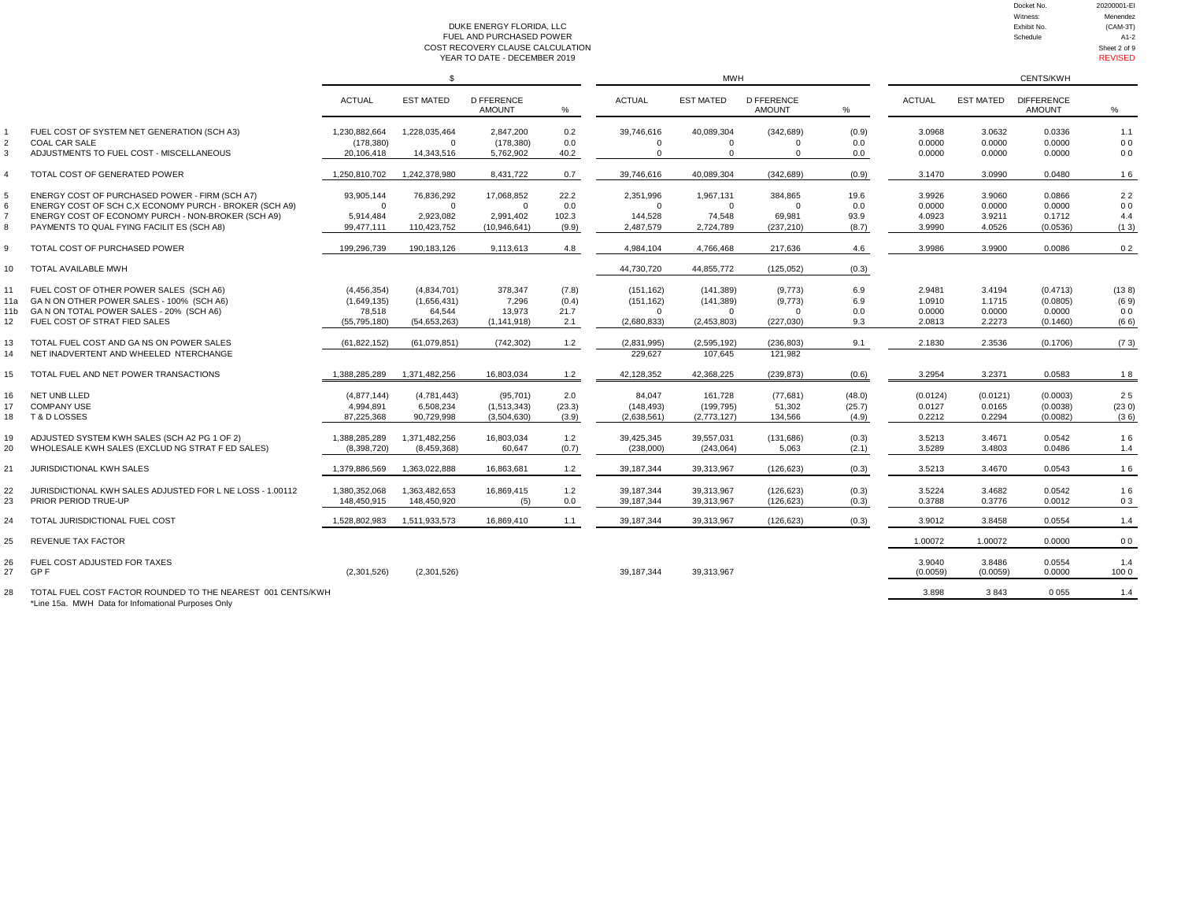Docket No. 20200001-EI
Witness: Menendez
Exhibit No. (CAM-3T)
Schedule A1-2
Sheet 2 of 9
REVISED

# DUKE ENERGY FLORIDA, LLC
## FUEL AND PURCHASED POWER
## COST RECOVERY CLAUSE CALCULATION
## YEAR TO DATE - DECEMBER 2019

| | | $ | | | | MWH | | | | CENTS/KWH | | | |
|---|---|---|---|---|---|---|---|---|---|---|---|---|---|
| | | ACTUAL | EST MATED | D FFERENCE AMOUNT | % | ACTUAL | EST MATED | D FFERENCE AMOUNT | % | ACTUAL | EST MATED | DIFFERENCE AMOUNT | % |
| 1 | FUEL COST OF SYSTEM NET GENERATION (SCH A3) | 1,230,882,664 | 1,228,035,464 | 2,847,200 | 0.2 | 39,746,616 | 40,089,304 | (342,689) | (0.9) | 3.0968 | 3.0632 | 0.0336 | 1.1 |
| 2 | COAL CAR SALE | (178,380) | 0 | (178,380) | 0.0 | 0 | 0 | 0 | 0.0 | 0.0000 | 0.0000 | 0.0000 | 0 0 |
| 3 | ADJUSTMENTS TO FUEL COST - MISCELLANEOUS | 20,106,418 | 14,343,516 | 5,762,902 | 40.2 | 0 | 0 | 0 | 0.0 | 0.0000 | 0.0000 | 0.0000 | 0 0 |
| 4 | TOTAL COST OF GENERATED POWER | 1,250,810,702 | 1,242,378,980 | 8,431,722 | 0.7 | 39,746,616 | 40,089,304 | (342,689) | (0.9) | 3.1470 | 3.0990 | 0.0480 | 1 6 |
| 5 | ENERGY COST OF PURCHASED POWER - FIRM (SCH A7) | 93,905,144 | 76,836,292 | 17,068,852 | 22.2 | 2,351,996 | 1,967,131 | 384,865 | 19.6 | 3.9926 | 3.9060 | 0.0866 | 2 2 |
| 6 | ENERGY COST OF SCH C,X ECONOMY PURCH - BROKER (SCH A9) | 0 | 0 | 0 | 0.0 | 0 | 0 | 0 | 0.0 | 0.0000 | 0.0000 | 0.0000 | 0 0 |
| 7 | ENERGY COST OF ECONOMY PURCH - NON-BROKER (SCH A9) | 5,914,484 | 2,923,082 | 2,991,402 | 102.3 | 144,528 | 74,548 | 69,981 | 93.9 | 4.0923 | 3.9211 | 0.1712 | 4.4 |
| 8 | PAYMENTS TO QUAL FYING FACILIT ES (SCH A8) | 99,477,111 | 110,423,752 | (10,946,641) | (9.9) | 2,487,579 | 2,724,789 | (237,210) | (8.7) | 3.9990 | 4.0526 | (0.0536) | (1 3) |
| 9 | TOTAL COST OF PURCHASED POWER | 199,296,739 | 190,183,126 | 9,113,613 | 4.8 | 4,984,104 | 4,766,468 | 217,636 | 4.6 | 3.9986 | 3.9900 | 0.0086 | 0 2 |
| 10 | TOTAL AVAILABLE MWH | | | | | 44,730,720 | 44,855,772 | (125,052) | (0.3) | | | | |
| 11 | FUEL COST OF OTHER POWER SALES (SCH A6) | (4,456,354) | (4,834,701) | 378,347 | (7.8) | (151,162) | (141,389) | (9,773) | 6.9 | 2.9481 | 3.4194 | (0.4713) | (13 8) |
| 11a | GA N ON OTHER POWER SALES - 100% (SCH A6) | (1,649,135) | (1,656,431) | 7,296 | (0.4) | (151,162) | (141,389) | (9,773) | 6.9 | 1.0910 | 1.1715 | (0.0805) | (6 9) |
| 11b | GA N ON TOTAL POWER SALES - 20% (SCH A6) | 78,518 | 64,544 | 13,973 | 21.7 | 0 | 0 | 0 | 0.0 | 0.0000 | 0.0000 | 0.0000 | 0 0 |
| 12 | FUEL COST OF STRAT FIED SALES | (55,795,180) | (54,653,263) | (1,141,918) | 2.1 | (2,680,833) | (2,453,803) | (227,030) | 9.3 | 2.0813 | 2.2273 | (0.1460) | (6 6) |
| 13 | TOTAL FUEL COST AND GA NS ON POWER SALES | (61,822,152) | (61,079,851) | (742,302) | 1.2 | (2,831,995) | (2,595,192) | (236,803) | 9.1 | 2.1830 | 2.3536 | (0.1706) | (7 3) |
| 14 | NET INADVERTENT AND WHEELED NTERCHANGE | | | | | 229,627 | 107,645 | 121,982 | | | | | |
| 15 | TOTAL FUEL AND NET POWER TRANSACTIONS | 1,388,285,289 | 1,371,482,256 | 16,803,034 | 1.2 | 42,128,352 | 42,368,225 | (239,873) | (0.6) | 3.2954 | 3.2371 | 0.0583 | 1 8 |
| 16 | NET UNB LLED | (4,877,144) | (4,781,443) | (95,701) | 2.0 | 84,047 | 161,728 | (77,681) | (48.0) | (0.0124) | (0.0121) | (0.0003) | 2 5 |
| 17 | COMPANY USE | 4,994,891 | 6,508,234 | (1,513,343) | (23.3) | (148,493) | (199,795) | 51,302 | (25.7) | 0.0127 | 0.0165 | (0.0038) | (23 0) |
| 18 | T & D LOSSES | 87,225,368 | 90,729,998 | (3,504,630) | (3.9) | (2,638,561) | (2,773,127) | 134,566 | (4.9) | 0.2212 | 0.2294 | (0.0082) | (3 6) |
| 19 | ADJUSTED SYSTEM KWH SALES (SCH A2 PG 1 OF 2) | 1,388,285,289 | 1,371,482,256 | 16,803,034 | 1.2 | 39,425,345 | 39,557,031 | (131,686) | (0.3) | 3.5213 | 3.4671 | 0.0542 | 1 6 |
| 20 | WHOLESALE KWH SALES (EXCLUD NG STRAT F ED SALES) | (8,398,720) | (8,459,368) | 60,647 | (0.7) | (238,000) | (243,064) | 5,063 | (2.1) | 3.5289 | 3.4803 | 0.0486 | 1.4 |
| 21 | JURISDICTIONAL KWH SALES | 1,379,886,569 | 1,363,022,888 | 16,863,681 | 1.2 | 39,187,344 | 39,313,967 | (126,623) | (0.3) | 3.5213 | 3.4670 | 0.0543 | 1 6 |
| 22 | JURISDICTIONAL KWH SALES ADJUSTED FOR L NE LOSS - 1.00112 | 1,380,352,068 | 1,363,482,653 | 16,869,415 | 1.2 | 39,187,344 | 39,313,967 | (126,623) | (0.3) | 3.5224 | 3.4682 | 0.0542 | 1 6 |
| 23 | PRIOR PERIOD TRUE-UP | 148,450,915 | 148,450,920 | (5) | 0.0 | 39,187,344 | 39,313,967 | (126,623) | (0.3) | 0.3788 | 0.3776 | 0.0012 | 0 3 |
| 24 | TOTAL JURISDICTIONAL FUEL COST | 1,528,802,983 | 1,511,933,573 | 16,869,410 | 1.1 | 39,187,344 | 39,313,967 | (126,623) | (0.3) | 3.9012 | 3.8458 | 0.0554 | 1.4 |
| 25 | REVENUE TAX FACTOR | | | | | | | | | 1.00072 | 1.00072 | 0.0000 | 0 0 |
| 26 | FUEL COST ADJUSTED FOR TAXES | | | | | | | | | 3.9040 | 3.8486 | 0.0554 | 1.4 |
| 27 | GP F | (2,301,526) | (2,301,526) | | | 39,187,344 | 39,313,967 | | | (0.0059) | (0.0059) | 0.0000 | 100 0 |
| 28 | TOTAL FUEL COST FACTOR ROUNDED TO THE NEAREST 001 CENTS/KWH | | | | | | | | | 3.898 | 3 843 | 0 055 | 1.4 |

*Line 15a. MWH Data for Infomational Purposes Only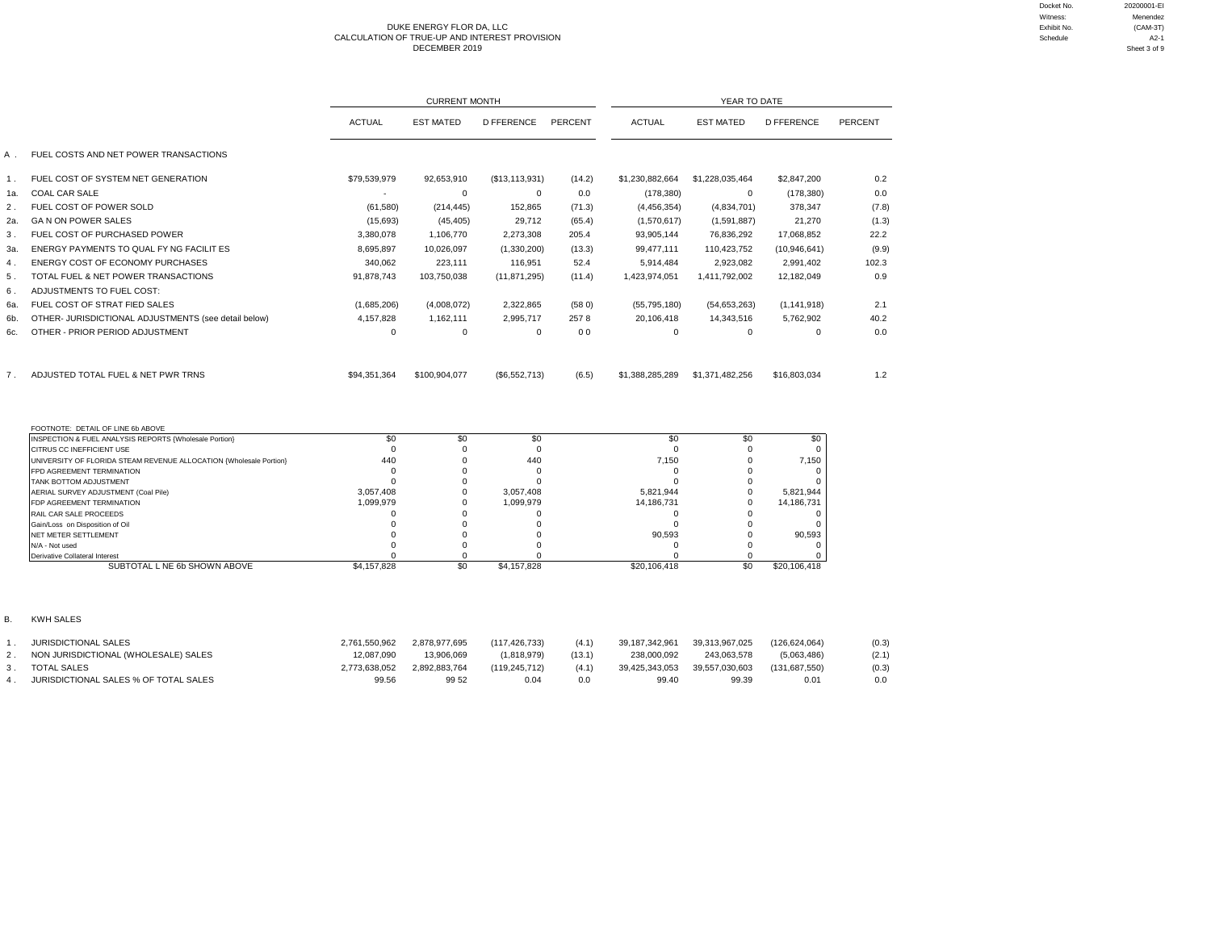Docket No. 20200001-EI
Witness: Menendez
Exhibit No. (CAM-3T)
Schedule A2-1
Sheet 3 of 9

# DUKE ENERGY FLOR DA, LLC
## CALCULATION OF TRUE-UP AND INTEREST PROVISION
### DECEMBER 2019

| | | CURRENT MONTH | | | | YEAR TO DATE | | | |
|---|---|---|---|---|---|---|---|---|---|
| | | ACTUAL | EST MATED | D FFERENCE | PERCENT | ACTUAL | EST MATED | D FFERENCE | PERCENT |
| A . | FUEL COSTS AND NET POWER TRANSACTIONS | | | | | | | | |
| 1 . | FUEL COST OF SYSTEM NET GENERATION | $79,539,979 | 92,653,910 | ($13,113,931) | (14.2) | $1,230,882,664 | $1,228,035,464 | $2,847,200 | 0.2 |
| 1a. | COAL CAR SALE | - | 0 | 0 | 0.0 | (178,380) | 0 | (178,380) | 0.0 |
| 2 . | FUEL COST OF POWER SOLD | (61,580) | (214,445) | 152,865 | (71.3) | (4,456,354) | (4,834,701) | 378,347 | (7.8) |
| 2a. | GA N ON POWER SALES | (15,693) | (45,405) | 29,712 | (65.4) | (1,570,617) | (1,591,887) | 21,270 | (1.3) |
| 3 . | FUEL COST OF PURCHASED POWER | 3,380,078 | 1,106,770 | 2,273,308 | 205.4 | 93,905,144 | 76,836,292 | 17,068,852 | 22.2 |
| 3a. | ENERGY PAYMENTS TO QUAL FY NG FACILIT ES | 8,695,897 | 10,026,097 | (1,330,200) | (13.3) | 99,477,111 | 110,423,752 | (10,946,641) | (9.9) |
| 4 . | ENERGY COST OF ECONOMY PURCHASES | 340,062 | 223,111 | 116,951 | 52.4 | 5,914,484 | 2,923,082 | 2,991,402 | 102.3 |
| 5 . | TOTAL FUEL & NET POWER TRANSACTIONS | 91,878,743 | 103,750,038 | (11,871,295) | (11.4) | 1,423,974,051 | 1,411,792,002 | 12,182,049 | 0.9 |
| 6 . | ADJUSTMENTS TO FUEL COST: | | | | | | | | |
| 6a. | FUEL COST OF STRAT FIED SALES | (1,685,206) | (4,008,072) | 2,322,865 | (58 0) | (55,795,180) | (54,653,263) | (1,141,918) | 2.1 |
| 6b. | OTHER- JURISDICTIONAL ADJUSTMENTS (see detail below) | 4,157,828 | 1,162,111 | 2,995,717 | 257 8 | 20,106,418 | 14,343,516 | 5,762,902 | 40.2 |
| 6c. | OTHER - PRIOR PERIOD ADJUSTMENT | 0 | 0 | 0 | 0 0 | 0 | 0 | 0 | 0.0 |
| 7 . | ADJUSTED TOTAL FUEL & NET PWR TRNS | $94,351,364 | $100,904,077 | ($6,552,713) | (6.5) | $1,388,285,289 | $1,371,482,256 | $16,803,034 | 1.2 |

FOOTNOTE: DETAIL OF LINE 6b ABOVE

| | | | | | | |
|---|---|---|---|---|---|---|
| INSPECTION & FUEL ANALYSIS REPORTS {Wholesale Portion} | $0 | $0 | $0 | $0 | $0 | $0 |
| CITRUS CC INEFFICIENT USE | 0 | 0 | 0 | 0 | 0 | 0 |
| UNIVERSITY OF FLORIDA STEAM REVENUE ALLOCATION {Wholesale Portion} | 440 | 0 | 440 | 7,150 | 0 | 7,150 |
| FPD AGREEMENT TERMINATION | 0 | 0 | 0 | 0 | 0 | 0 |
| TANK BOTTOM ADJUSTMENT | 0 | 0 | 0 | 0 | 0 | 0 |
| AERIAL SURVEY ADJUSTMENT (Coal Pile) | 3,057,408 | 0 | 3,057,408 | 5,821,944 | 0 | 5,821,944 |
| FDP AGREEMENT TERMINATION | 1,099,979 | 0 | 1,099,979 | 14,186,731 | 0 | 14,186,731 |
| RAIL CAR SALE PROCEEDS | 0 | 0 | 0 | 0 | 0 | 0 |
| Gain/Loss on Disposition of Oil | 0 | 0 | 0 | 0 | 0 | 0 |
| NET METER SETTLEMENT | 0 | 0 | 0 | 90,593 | 0 | 90,593 |
| N/A - Not used | 0 | 0 | 0 | 0 | 0 | 0 |
| Derivative Collateral Interest | 0 | 0 | 0 | 0 | 0 | 0 |
| SUBTOTAL L NE 6b SHOWN ABOVE | $4,157,828 | $0 | $4,157,828 | $20,106,418 | $0 | $20,106,418 |

| | | | | | | | | | |
|---|---|---|---|---|---|---|---|---|---|
| B. | KWH SALES | | | | | | | | |
| 1 . | JURISDICTIONAL SALES | 2,761,550,962 | 2,878,977,695 | (117,426,733) | (4.1) | 39,187,342,961 | 39,313,967,025 | (126,624,064) | (0.3) |
| 2 . | NON JURISDICTIONAL (WHOLESALE) SALES | 12,087,090 | 13,906,069 | (1,818,979) | (13.1) | 238,000,092 | 243,063,578 | (5,063,486) | (2.1) |
| 3 . | TOTAL SALES | 2,773,638,052 | 2,892,883,764 | (119,245,712) | (4.1) | 39,425,343,053 | 39,557,030,603 | (131,687,550) | (0.3) |
| 4 . | JURISDICTIONAL SALES % OF TOTAL SALES | 99.56 | 99 52 | 0.04 | 0.0 | 99.40 | 99.39 | 0.01 | 0.0 |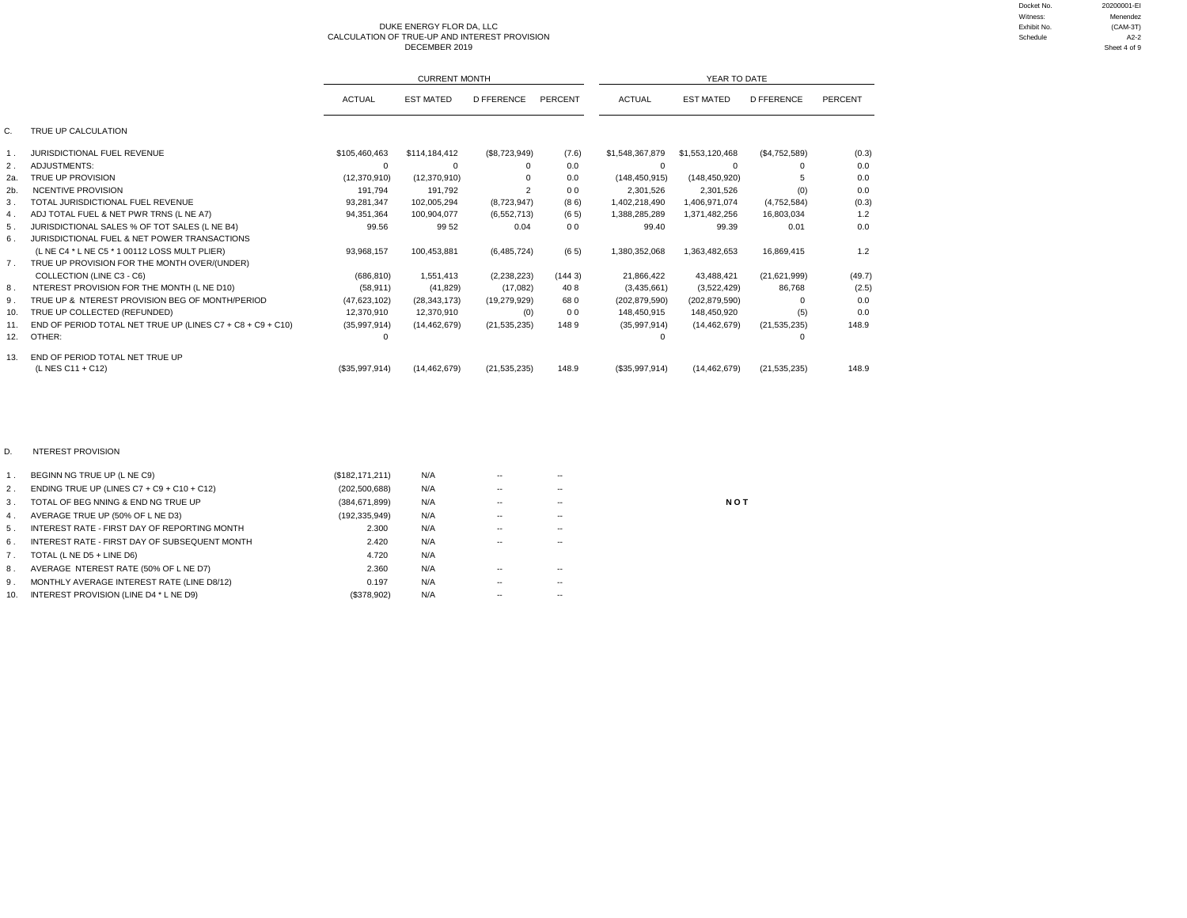Docket No. 20200001-EI
Witness: Menendez
Exhibit No. (CAM-3T)
Schedule A2-2
Sheet 4 of 9

# DUKE ENERGY FLOR DA, LLC
## CALCULATION OF TRUE-UP AND INTEREST PROVISION
### DECEMBER 2019

| | | CURRENT MONTH | | | | YEAR TO DATE | | | |
|---|---|---|---|---|---|---|---|---|---|
| | | ACTUAL | EST MATED | D FFERENCE | PERCENT | ACTUAL | EST MATED | D FFERENCE | PERCENT |
| C. | TRUE UP CALCULATION | | | | | | | | |
| 1 . | JURISDICTIONAL FUEL REVENUE | $105,460,463 | $114,184,412 | ($8,723,949) | (7.6) | $1,548,367,879 | $1,553,120,468 | ($4,752,589) | (0.3) |
| 2 . | ADJUSTMENTS: | 0 | 0 | 0 | 0.0 | 0 | 0 | 0 | 0.0 |
| 2a. | TRUE UP PROVISION | (12,370,910) | (12,370,910) | 0 | 0.0 | (148,450,915) | (148,450,920) | 5 | 0.0 |
| 2b. | NCENTIVE PROVISION | 191,794 | 191,792 | 2 | 0 0 | 2,301,526 | 2,301,526 | (0) | 0.0 |
| 3 . | TOTAL JURISDICTIONAL FUEL REVENUE | 93,281,347 | 102,005,294 | (8,723,947) | (8 6) | 1,402,218,490 | 1,406,971,074 | (4,752,584) | (0.3) |
| 4 . | ADJ TOTAL FUEL & NET PWR TRNS (L NE A7) | 94,351,364 | 100,904,077 | (6,552,713) | (6 5) | 1,388,285,289 | 1,371,482,256 | 16,803,034 | 1.2 |
| 5 . | JURISDICTIONAL SALES % OF TOT SALES (L NE B4) | 99.56 | 99 52 | 0.04 | 0 0 | 99.40 | 99.39 | 0.01 | 0.0 |
| 6 . | JURISDICTIONAL FUEL & NET POWER TRANSACTIONS (L NE C4 * L NE C5 * 1 00112 LOSS MULT PLIER) | 93,968,157 | 100,453,881 | (6,485,724) | (6 5) | 1,380,352,068 | 1,363,482,653 | 16,869,415 | 1.2 |
| 7 . | TRUE UP PROVISION FOR THE MONTH OVER/(UNDER) COLLECTION (LINE C3 - C6) | (686,810) | 1,551,413 | (2,238,223) | (144 3) | 21,866,422 | 43,488,421 | (21,621,999) | (49.7) |
| 8 . | NTEREST PROVISION FOR THE MONTH (L NE D10) | (58,911) | (41,829) | (17,082) | 40 8 | (3,435,661) | (3,522,429) | 86,768 | (2.5) |
| 9 . | TRUE UP & NTEREST PROVISION BEG OF MONTH/PERIOD | (47,623,102) | (28,343,173) | (19,279,929) | 68 0 | (202,879,590) | (202,879,590) | 0 | 0.0 |
| 10. | TRUE UP COLLECTED (REFUNDED) | 12,370,910 | 12,370,910 | (0) | 0 0 | 148,450,915 | 148,450,920 | (5) | 0.0 |
| 11. | END OF PERIOD TOTAL NET TRUE UP (LINES C7 + C8 + C9 + C10) | (35,997,914) | (14,462,679) | (21,535,235) | 148 9 | (35,997,914) | (14,462,679) | (21,535,235) | 148.9 |
| 12. | OTHER: | 0 | | | | 0 | | 0 | |
| 13. | END OF PERIOD TOTAL NET TRUE UP (L NES C11 + C12) | ($35,997,914) | (14,462,679) | (21,535,235) | 148.9 | ($35,997,914) | (14,462,679) | (21,535,235) | 148.9 |

| | | | | | |
|---|---|---|---|---|---|
| D. | NTEREST PROVISION | | | | |
| 1 . | BEGINN NG TRUE UP (L NE C9) | ($182,171,211) | N/A | -- | -- |
| 2 . | ENDING TRUE UP (LINES C7 + C9 + C10 + C12) | (202,500,688) | N/A | -- | -- |
| 3 . | TOTAL OF BEG NNING & END NG TRUE UP | (384,671,899) | N/A | -- | -- |
| 4 . | AVERAGE TRUE UP (50% OF L NE D3) | (192,335,949) | N/A | -- | -- |
| 5 . | INTEREST RATE - FIRST DAY OF REPORTING MONTH | 2.300 | N/A | -- | -- |
| 6 . | INTEREST RATE - FIRST DAY OF SUBSEQUENT MONTH | 2.420 | N/A | -- | -- |
| 7 . | TOTAL (L NE D5 + LINE D6) | 4.720 | N/A | | |
| 8 . | AVERAGE NTEREST RATE (50% OF L NE D7) | 2.360 | N/A | -- | -- |
| 9 . | MONTHLY AVERAGE INTEREST RATE (LINE D8/12) | 0.197 | N/A | -- | -- |
| 10. | INTEREST PROVISION (LINE D4 * L NE D9) | ($378,902) | N/A | -- | -- |

N O T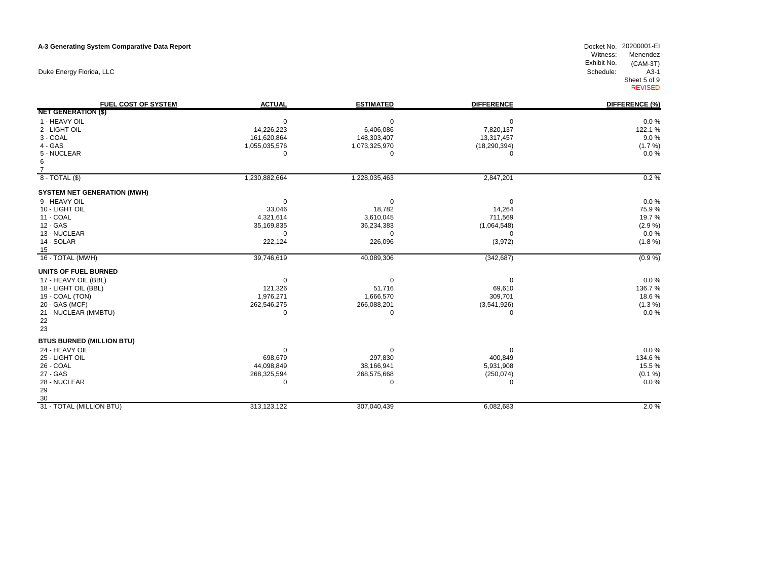**A-3 Generating System Comparative Data Report**

Duke Energy Florida, LLC

Docket No. 20200001-EI
Witness: Menendez
Exhibit No. (CAM-3T)
Schedule: A3-1
Sheet 5 of 9
REVISED

| FUEL COST OF SYSTEM | ACTUAL | ESTIMATED | DIFFERENCE | DIFFERENCE (%) |
|---|---|---|---|---|
| **NET GENERATION ($)** | | | | |
| 1 - HEAVY OIL | 0 | 0 | 0 | 0.0 % |
| 2 - LIGHT OIL | 14,226,223 | 6,406,086 | 7,820,137 | 122.1 % |
| 3 - COAL | 161,620,864 | 148,303,407 | 13,317,457 | 9.0 % |
| 4 - GAS | 1,055,035,576 | 1,073,325,970 | (18,290,394) | (1.7 %) |
| 5 - NUCLEAR | 0 | 0 | 0 | 0.0 % |
| 6 | | | | |
| 7 | | | | |
| 8 - TOTAL ($) | 1,230,882,664 | 1,228,035,463 | 2,847,201 | 0.2 % |
| **SYSTEM NET GENERATION (MWH)** | | | | |
| 9 - HEAVY OIL | 0 | 0 | 0 | 0.0 % |
| 10 - LIGHT OIL | 33,046 | 18,782 | 14,264 | 75.9 % |
| 11 - COAL | 4,321,614 | 3,610,045 | 711,569 | 19.7 % |
| 12 - GAS | 35,169,835 | 36,234,383 | (1,064,548) | (2.9 %) |
| 13 - NUCLEAR | 0 | 0 | 0 | 0.0 % |
| 14 - SOLAR | 222,124 | 226,096 | (3,972) | (1.8 %) |
| 15 | | | | |
| 16 - TOTAL (MWH) | 39,746,619 | 40,089,306 | (342,687) | (0.9 %) |
| **UNITS OF FUEL BURNED** | | | | |
| 17 - HEAVY OIL (BBL) | 0 | 0 | 0 | 0.0 % |
| 18 - LIGHT OIL (BBL) | 121,326 | 51,716 | 69,610 | 136.7 % |
| 19 - COAL (TON) | 1,976,271 | 1,666,570 | 309,701 | 18.6 % |
| 20 - GAS (MCF) | 262,546,275 | 266,088,201 | (3,541,926) | (1.3 %) |
| 21 - NUCLEAR (MMBTU) | 0 | 0 | 0 | 0.0 % |
| 22 | | | | |
| 23 | | | | |
| **BTUS BURNED (MILLION BTU)** | | | | |
| 24 - HEAVY OIL | 0 | 0 | 0 | 0.0 % |
| 25 - LIGHT OIL | 698,679 | 297,830 | 400,849 | 134.6 % |
| 26 - COAL | 44,098,849 | 38,166,941 | 5,931,908 | 15.5 % |
| 27 - GAS | 268,325,594 | 268,575,668 | (250,074) | (0.1 %) |
| 28 - NUCLEAR | 0 | 0 | 0 | 0.0 % |
| 29 | | | | |
| 30 | | | | |
| 31 - TOTAL (MILLION BTU) | 313,123,122 | 307,040,439 | 6,082,683 | 2.0 % |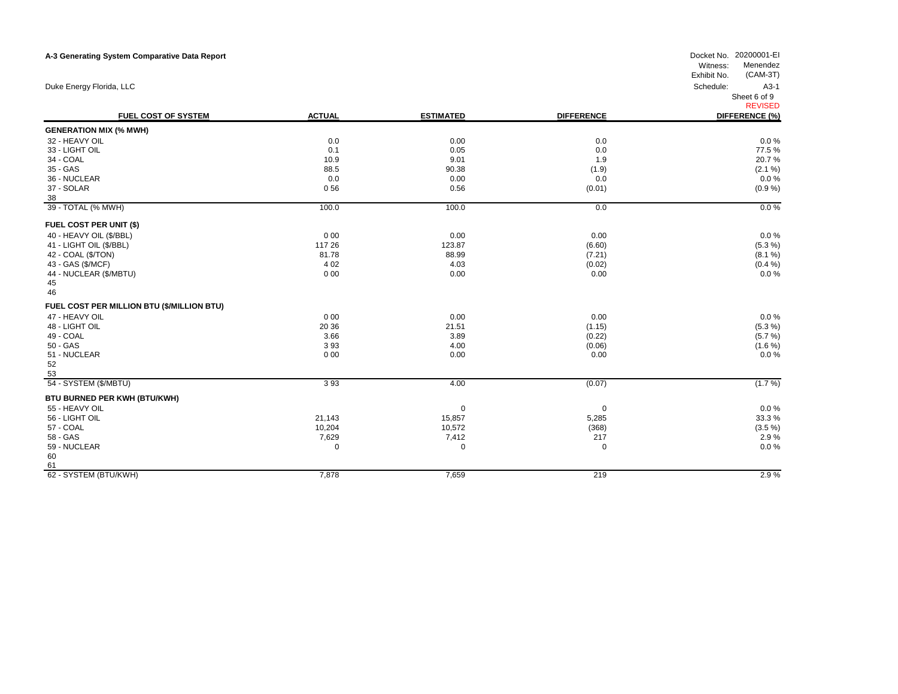**A-3 Generating System Comparative Data Report**

Docket No. 20200001-EI
Witness: Menendez
Exhibit No. (CAM-3T)
Schedule: A3-1
Sheet 6 of 9
REVISED

Duke Energy Florida, LLC

| FUEL COST OF SYSTEM | ACTUAL | ESTIMATED | DIFFERENCE | DIFFERENCE (%) |
|---|---|---|---|---|
| **GENERATION MIX (% MWH)** | | | | |
| 32 - HEAVY OIL | 0.0 | 0.00 | 0.0 | 0.0 % |
| 33 - LIGHT OIL | 0.1 | 0.05 | 0.0 | 77.5 % |
| 34 - COAL | 10.9 | 9.01 | 1.9 | 20.7 % |
| 35 - GAS | 88.5 | 90.38 | (1.9) | (2.1 %) |
| 36 - NUCLEAR | 0.0 | 0.00 | 0.0 | 0.0 % |
| 37 - SOLAR | 0 56 | 0.56 | (0.01) | (0.9 %) |
| 38 | | | | |
| 39 - TOTAL (% MWH) | 100.0 | 100.0 | 0.0 | 0.0 % |
| **FUEL COST PER UNIT ($)** | | | | |
| 40 - HEAVY OIL ($/BBL) | 0 00 | 0.00 | 0.00 | 0.0 % |
| 41 - LIGHT OIL ($/BBL) | 117 26 | 123.87 | (6.60) | (5.3 %) |
| 42 - COAL ($/TON) | 81.78 | 88.99 | (7.21) | (8.1 %) |
| 43 - GAS ($/MCF) | 4 02 | 4.03 | (0.02) | (0.4 %) |
| 44 - NUCLEAR ($/MBTU) | 0 00 | 0.00 | 0.00 | 0.0 % |
| 45 | | | | |
| 46 | | | | |
| **FUEL COST PER MILLION BTU ($/MILLION BTU)** | | | | |
| 47 - HEAVY OIL | 0 00 | 0.00 | 0.00 | 0.0 % |
| 48 - LIGHT OIL | 20 36 | 21.51 | (1.15) | (5.3 %) |
| 49 - COAL | 3.66 | 3.89 | (0.22) | (5.7 %) |
| 50 - GAS | 3 93 | 4.00 | (0.06) | (1.6 %) |
| 51 - NUCLEAR | 0 00 | 0.00 | 0.00 | 0.0 % |
| 52 | | | | |
| 53 | | | | |
| 54 - SYSTEM ($/MBTU) | 3 93 | 4.00 | (0.07) | (1.7 %) |
| **BTU BURNED PER KWH (BTU/KWH)** | | | | |
| 55 - HEAVY OIL | | 0 | 0 | 0.0 % |
| 56 - LIGHT OIL | 21,143 | 15,857 | 5,285 | 33.3 % |
| 57 - COAL | 10,204 | 10,572 | (368) | (3.5 %) |
| 58 - GAS | 7,629 | 7,412 | 217 | 2.9 % |
| 59 - NUCLEAR | 0 | 0 | 0 | 0.0 % |
| 60 | | | | |
| 61 | | | | |
| 62 - SYSTEM (BTU/KWH) | 7,878 | 7,659 | 219 | 2.9 % |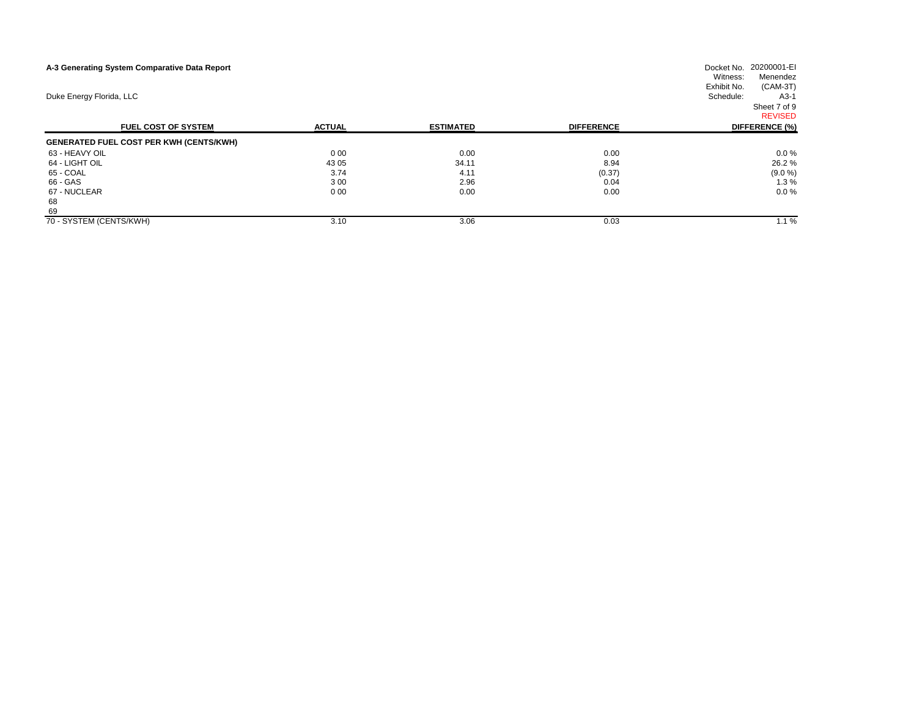**A-3 Generating System Comparative Data Report**

Duke Energy Florida, LLC

Docket No. 20200001-EI
Witness: Menendez
Exhibit No. (CAM-3T)
Schedule: A3-1
Sheet 7 of 9
REVISED

| FUEL COST OF SYSTEM | ACTUAL | ESTIMATED | DIFFERENCE | DIFFERENCE (%) |
|---|---|---|---|---|
| **GENERATED FUEL COST PER KWH (CENTS/KWH)** | | | | |
| 63 - HEAVY OIL | 0 00 | 0.00 | 0.00 | 0.0 % |
| 64 - LIGHT OIL | 43 05 | 34.11 | 8.94 | 26.2 % |
| 65 - COAL | 3.74 | 4.11 | (0.37) | (9.0 %) |
| 66 - GAS | 3 00 | 2.96 | 0.04 | 1.3 % |
| 67 - NUCLEAR | 0 00 | 0.00 | 0.00 | 0.0 % |
| 68 | | | | |
| 69 | | | | |
| 70 - SYSTEM (CENTS/KWH) | 3.10 | 3.06 | 0.03 | 1.1 % |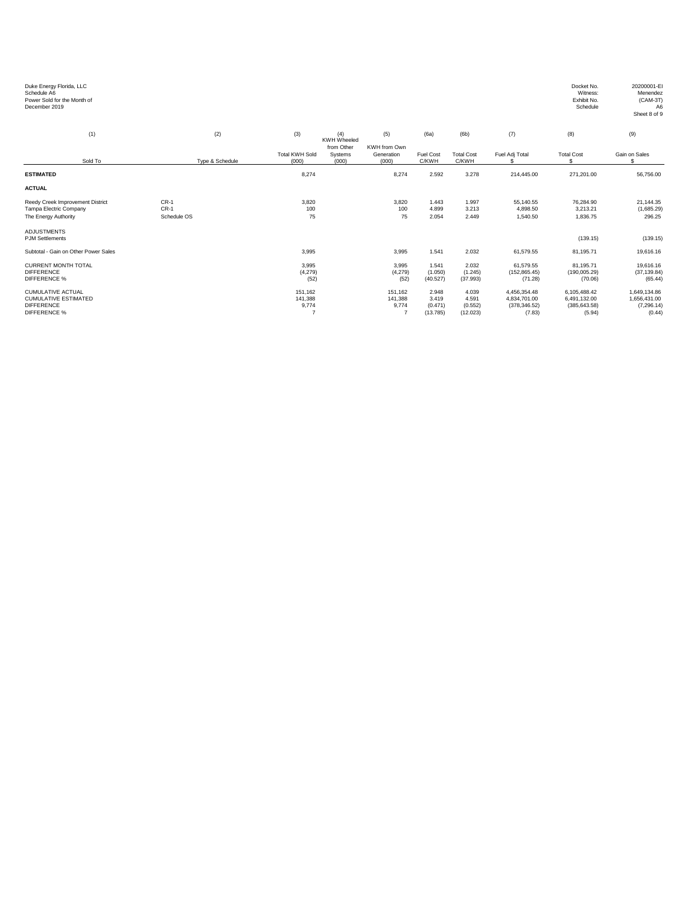Duke Energy Florida, LLC
Schedule A6
Power Sold for the Month of
December 2019

Docket No. 20200001-EI
Witness: Menendez
Exhibit No. (CAM-3T)
Schedule A6
Sheet 8 of 9

| (1) | (2) | (3) | (4) | (5) | (6a) | (6b) | (7) | (8) | (9) |
|---|---|---|---|---|---|---|---|---|---|
| Sold To | Type & Schedule | Total KWH Sold (000) | KWH Wheeled from Other Systems (000) | KWH from Own Generation (000) | Fuel Cost C/KWH | Total Cost C/KWH | Fuel Adj Total $ | Total Cost $ | Gain on Sales $ |
| **ESTIMATED** | | 8,274 | | 8,274 | 2.592 | 3.278 | 214,445.00 | 271,201.00 | 56,756.00 |
| **ACTUAL** | | | | | | | | | |
| Reedy Creek Improvement District | CR-1 | 3,820 | | 3,820 | 1.443 | 1.997 | 55,140.55 | 76,284.90 | 21,144.35 |
| Tampa Electric Company | CR-1 | 100 | | 100 | 4.899 | 3.213 | 4,898.50 | 3,213.21 | (1,685.29) |
| The Energy Authority | Schedule OS | 75 | | 75 | 2.054 | 2.449 | 1,540.50 | 1,836.75 | 296.25 |
| ADJUSTMENTS | | | | | | | | | |
| PJM Settlements | | | | | | | | (139.15) | (139.15) |
| Subtotal - Gain on Other Power Sales | | 3,995 | | 3,995 | 1.541 | 2.032 | 61,579.55 | 81,195.71 | 19,616.16 |
| CURRENT MONTH TOTAL | | 3,995 | | 3,995 | 1.541 | 2.032 | 61,579.55 | 81,195.71 | 19,616.16 |
| DIFFERENCE | | (4,279) | | (4,279) | (1.050) | (1.245) | (152,865.45) | (190,005.29) | (37,139.84) |
| DIFFERENCE % | | (52) | | (52) | (40.527) | (37.993) | (71.28) | (70.06) | (65.44) |
| CUMULATIVE ACTUAL | | 151,162 | | 151,162 | 2.948 | 4.039 | 4,456,354.48 | 6,105,488.42 | 1,649,134.86 |
| CUMULATIVE ESTIMATED | | 141,388 | | 141,388 | 3.419 | 4.591 | 4,834,701.00 | 6,491,132.00 | 1,656,431.00 |
| DIFFERENCE | | 9,774 | | 9,774 | (0.471) | (0.552) | (378,346.52) | (385,643.58) | (7,296.14) |
| DIFFERENCE % | | 7 | | 7 | (13.785) | (12.023) | (7.83) | (5.94) | (0.44) |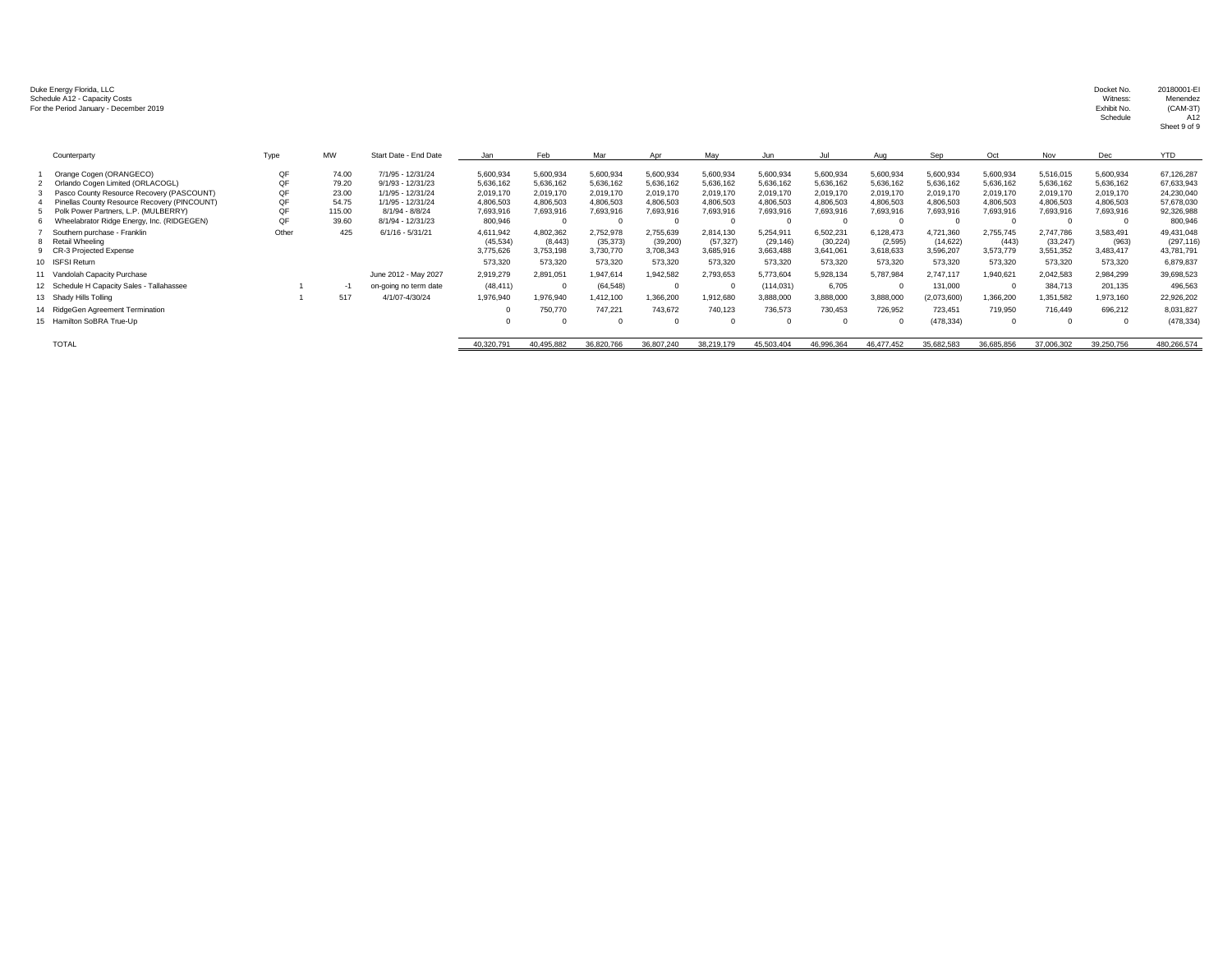Duke Energy Florida, LLC
Schedule A12 - Capacity Costs
For the Period January - December 2019

Docket No. 20180001-EI
Witness: Menendez
Exhibit No. (CAM-3T)
Schedule A12
Sheet 9 of 9

| | Counterparty | Type | MW | Start Date - End Date | Jan | Feb | Mar | Apr | May | Jun | Jul | Aug | Sep | Oct | Nov | Dec | YTD |
|---|---|---|---|---|---|---|---|---|---|---|---|---|---|---|---|---|---|
| 1 | Orange Cogen (ORANGECO) | QF | 74.00 | 7/1/95 - 12/31/24 | 5,600,934 | 5,600,934 | 5,600,934 | 5,600,934 | 5,600,934 | 5,600,934 | 5,600,934 | 5,600,934 | 5,600,934 | 5,600,934 | 5,516,015 | 5,600,934 | 67,126,287 |
| 2 | Orlando Cogen Limited (ORLACOGL) | QF | 79.20 | 9/1/93 - 12/31/23 | 5,636,162 | 5,636,162 | 5,636,162 | 5,636,162 | 5,636,162 | 5,636,162 | 5,636,162 | 5,636,162 | 5,636,162 | 5,636,162 | 5,636,162 | 5,636,162 | 67,633,943 |
| 3 | Pasco County Resource Recovery (PASCOUNT) | QF | 23.00 | 1/1/95 - 12/31/24 | 2,019,170 | 2,019,170 | 2,019,170 | 2,019,170 | 2,019,170 | 2,019,170 | 2,019,170 | 2,019,170 | 2,019,170 | 2,019,170 | 2,019,170 | 2,019,170 | 24,230,040 |
| 4 | Pinellas County Resource Recovery (PINCOUNT) | QF | 54.75 | 1/1/95 - 12/31/24 | 4,806,503 | 4,806,503 | 4,806,503 | 4,806,503 | 4,806,503 | 4,806,503 | 4,806,503 | 4,806,503 | 4,806,503 | 4,806,503 | 4,806,503 | 4,806,503 | 57,678,030 |
| 5 | Polk Power Partners, L.P. (MULBERRY) | QF | 115.00 | 8/1/94 - 8/8/24 | 7,693,916 | 7,693,916 | 7,693,916 | 7,693,916 | 7,693,916 | 7,693,916 | 7,693,916 | 7,693,916 | 7,693,916 | 7,693,916 | 7,693,916 | 7,693,916 | 92,326,988 |
| 6 | Wheelabrator Ridge Energy, Inc. (RIDGEGEN) | QF | 39.60 | 8/1/94 - 12/31/23 | 800,946 | 0 | 0 | 0 | 0 | 0 | 0 | 0 | 0 | 0 | 0 | 0 | 800,946 |
| 7 | Southern purchase - Franklin | Other | 425 | 6/1/16 - 5/31/21 | 4,611,942 | 4,802,362 | 2,752,978 | 2,755,639 | 2,814,130 | 5,254,911 | 6,502,231 | 6,128,473 | 4,721,360 | 2,755,745 | 2,747,786 | 3,583,491 | 49,431,048 |
| 8 | Retail Wheeling | | | | (45,534) | (8,443) | (35,373) | (39,200) | (57,327) | (29,146) | (30,224) | (2,595) | (14,622) | (443) | (33,247) | (963) | (297,116) |
| 9 | CR-3 Projected Expense | | | | 3,775,626 | 3,753,198 | 3,730,770 | 3,708,343 | 3,685,916 | 3,663,488 | 3,641,061 | 3,618,633 | 3,596,207 | 3,573,779 | 3,551,352 | 3,483,417 | 43,781,791 |
| 10 | ISFSI Return | | | | 573,320 | 573,320 | 573,320 | 573,320 | 573,320 | 573,320 | 573,320 | 573,320 | 573,320 | 573,320 | 573,320 | 573,320 | 6,879,837 |
| 11 | Vandolah Capacity Purchase | | | June 2012 - May 2027 | 2,919,279 | 2,891,051 | 1,947,614 | 1,942,582 | 2,793,653 | 5,773,604 | 5,928,134 | 5,787,984 | 2,747,117 | 1,940,621 | 2,042,583 | 2,984,299 | 39,698,523 |
| 12 | Schedule H Capacity Sales - Tallahassee | 1 | -1 | on-going no term date | (48,411) | 0 | (64,548) | 0 | 0 | (114,031) | 6,705 | 0 | 131,000 | 0 | 384,713 | 201,135 | 496,563 |
| 13 | Shady Hills Tolling | 1 | 517 | 4/1/07-4/30/24 | 1,976,940 | 1,976,940 | 1,412,100 | 1,366,200 | 1,912,680 | 3,888,000 | 3,888,000 | 3,888,000 | (2,073,600) | 1,366,200 | 1,351,582 | 1,973,160 | 22,926,202 |
| 14 | RidgeGen Agreement Termination | | | | 0 | 750,770 | 747,221 | 743,672 | 740,123 | 736,573 | 730,453 | 726,952 | 723,451 | 719,950 | 716,449 | 696,212 | 8,031,827 |
| 15 | Hamilton SoBRA True-Up | | | | 0 | 0 | 0 | 0 | 0 | 0 | 0 | 0 | (478,334) | 0 | 0 | 0 | (478,334) |
| | TOTAL | | | | 40,320,791 | 40,495,882 | 36,820,766 | 36,807,240 | 38,219,179 | 45,503,404 | 46,996,364 | 46,477,452 | 35,682,583 | 36,685,856 | 37,006,302 | 39,250,756 | 480,266,574 |